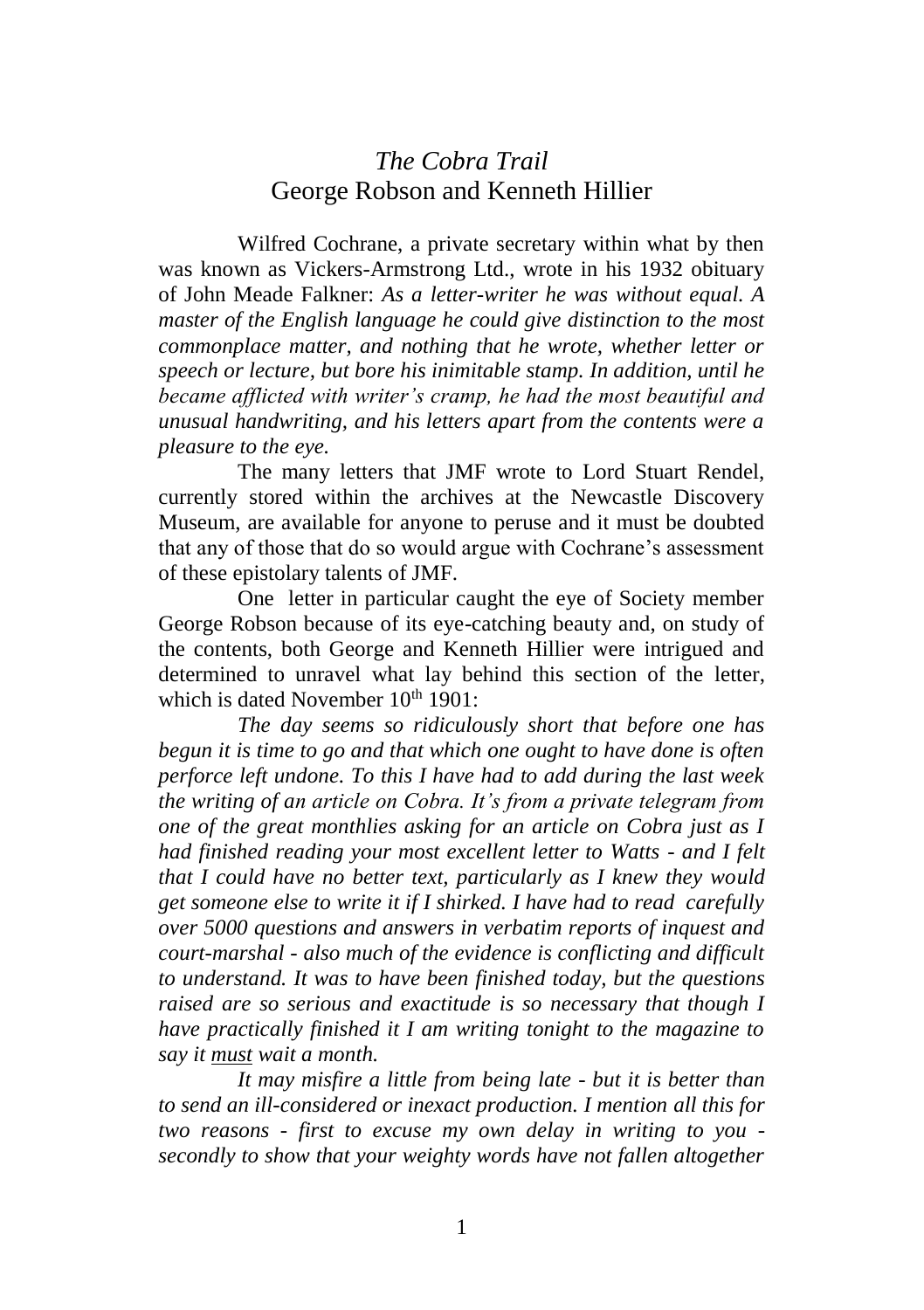# *The Cobra Trail*

## George Robson and Kenneth Hillier

Wilfred Cochrane, a private secretary within what by then was known as Vickers-Armstrong Ltd., wrote in his 1932 obituary of John Meade Falkner: *As a letter-writer he was without equal. A master of the English language he could give distinction to the most commonplace matter, and nothing that he wrote, whether letter or speech or lecture, but bore his inimitable stamp. In addition, until he became afflicted with writer's cramp, he had the most beautiful and unusual handwriting, and his letters apart from the contents were a pleasure to the eye.*

The many letters that JMF wrote to Lord Stuart Rendel, currently stored within the archives at the Newcastle Discovery Museum, are available for anyone to peruse and it must be doubted that any of those that do so would argue with Cochrane's assessment of these epistolary talents of JMF.

One letter in particular caught the eye of Society member George Robson because of its eye-catching beauty and, on study of the contents, both George and Kenneth Hillier were intrigued and determined to unravel what lay behind this section of the letter, which is dated November 10th 1901:

*The day seems so ridiculously short that before one has begun it is time to go and that which one ought to have done is often perforce left undone. To this I have had to add during the last week the writing of an article on Cobra. It's from a private telegram from one of the great monthlies asking for an article on Cobra just as I had finished reading your most excellent letter to Watts - and I felt that I could have no better text, particularly as I knew they would get someone else to write it if I shirked. I have had to read carefully over 5000 questions and answers in verbatim reports of inquest and court-marshal - also much of the evidence is conflicting and difficult to understand. It was to have been finished today, but the questions raised are so serious and exactitude is so necessary that though I have practically finished it I am writing tonight to the magazine to say it <u>must</u> wait a month.*

*It may misfire a little from being late - but it is better than to send an ill-considered or inexact production. I mention all this for two reasons - first to excuse my own delay in writing to you - secondly to show that your weighty words have not fallen altogether*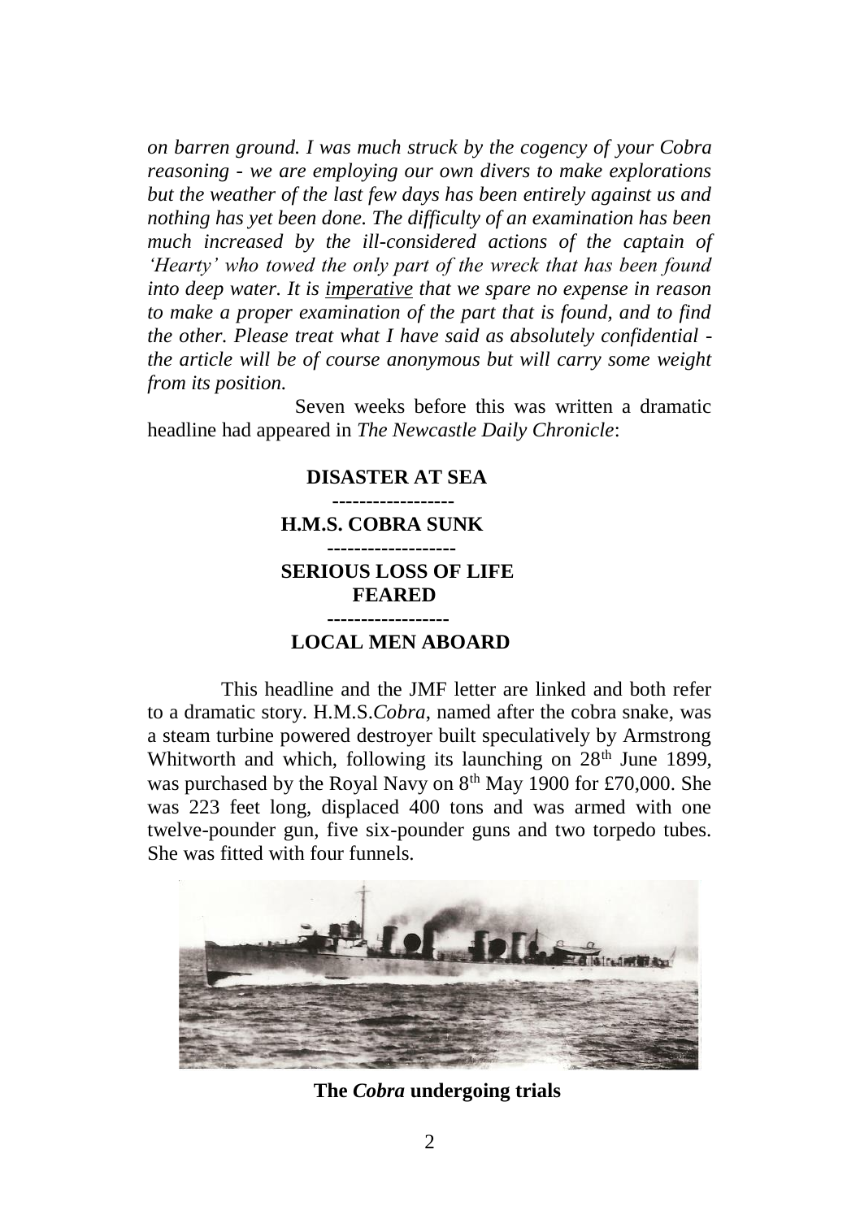*on barren ground. I was much struck by the cogency of your Cobra reasoning - we are employing our own divers to make explorations but the weather of the last few days has been entirely against us and nothing has yet been done. The difficulty of an examination has been much increased by the ill-considered actions of the captain of 'Hearty' who towed the only part of the wreck that has been found into deep water. It is imperative that we spare no expense in reason to make a proper examination of the part that is found, and to find the other. Please treat what I have said as absolutely confidential - the article will be of course anonymous but will carry some weight from its position.*

Seven weeks before this was written a dramatic headline had appeared in *The Newcastle Daily Chronicle*:

**DISASTER AT SEA**

**-----------------**

**H.M.S. COBRA SUNK**

**------------------**

**SERIOUS LOSS OF LIFE FEARED**

**-----------------**

**LOCAL MEN ABOARD**

This headline and the JMF letter are linked and both refer to a dramatic story. H.M.S.*Cobra*, named after the cobra snake, was a steam turbine powered destroyer built speculatively by Armstrong Whitworth and which, following its launching on 28th June 1899, was purchased by the Royal Navy on 8th May 1900 for £70,000. She was 223 feet long, displaced 400 tons and was armed with one twelve-pounder gun, five six-pounder guns and two torpedo tubes. She was fitted with four funnels.

**The *Cobra* undergoing trials**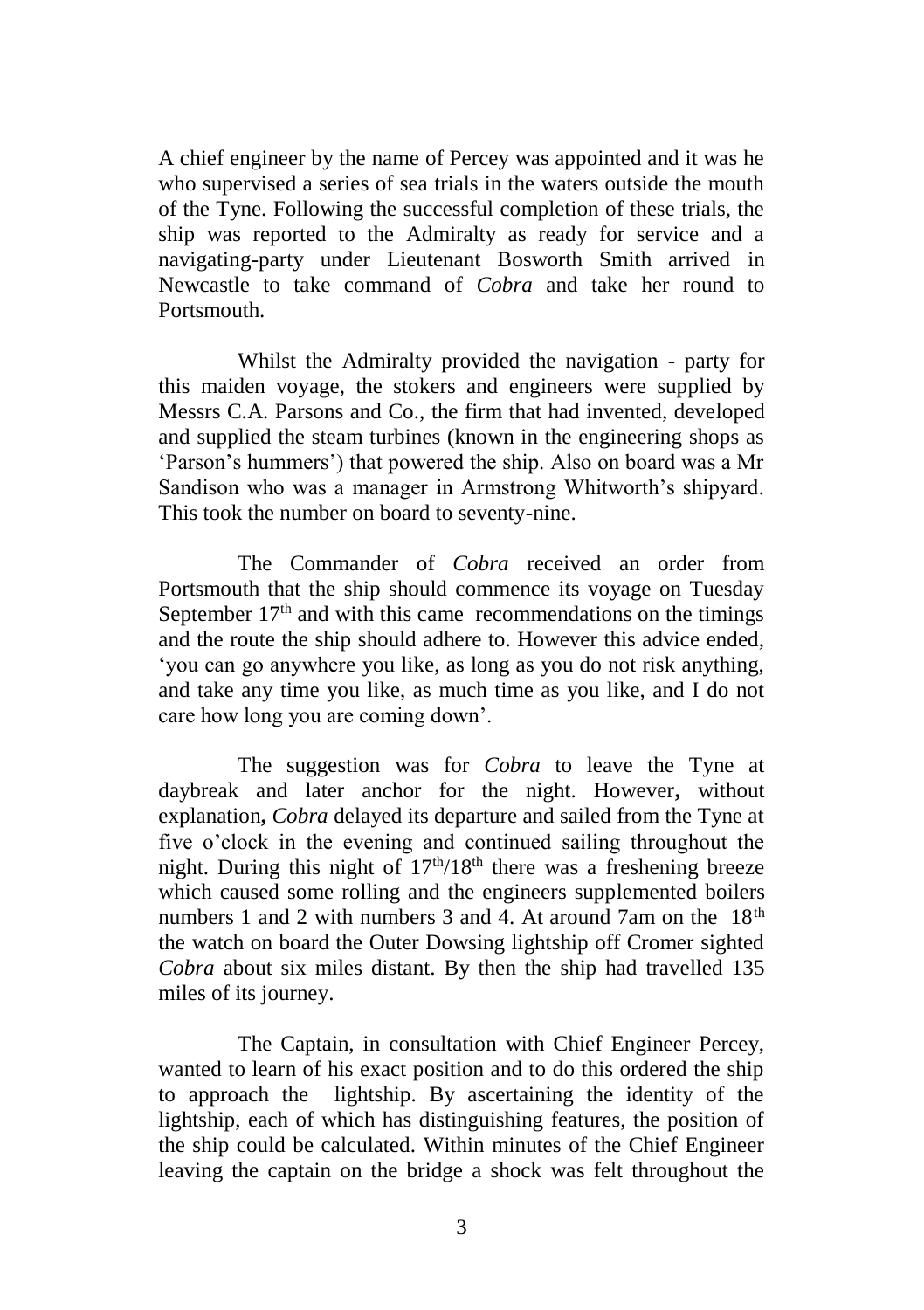A chief engineer by the name of Percey was appointed and it was he who supervised a series of sea trials in the waters outside the mouth of the Tyne. Following the successful completion of these trials, the ship was reported to the Admiralty as ready for service and a navigating-party under Lieutenant Bosworth Smith arrived in Newcastle to take command of *Cobra* and take her round to Portsmouth.

Whilst the Admiralty provided the navigation - party for this maiden voyage, the stokers and engineers were supplied by Messrs C.A. Parsons and Co., the firm that had invented, developed and supplied the steam turbines (known in the engineering shops as 'Parson's hummers') that powered the ship. Also on board was a Mr Sandison who was a manager in Armstrong Whitworth's shipyard. This took the number on board to seventy-nine.

The Commander of *Cobra* received an order from Portsmouth that the ship should commence its voyage on Tuesday September 17th and with this came recommendations on the timings and the route the ship should adhere to. However this advice ended, 'you can go anywhere you like, as long as you do not risk anything, and take any time you like, as much time as you like, and I do not care how long you are coming down'.

The suggestion was for *Cobra* to leave the Tyne at daybreak and later anchor for the night. However**,** without explanation**,** *Cobra* delayed its departure and sailed from the Tyne at five o'clock in the evening and continued sailing throughout the night. During this night of 17th/18th there was a freshening breeze which caused some rolling and the engineers supplemented boilers numbers 1 and 2 with numbers 3 and 4. At around 7am on the 18th the watch on board the Outer Dowsing lightship off Cromer sighted *Cobra* about six miles distant. By then the ship had travelled 135 miles of its journey.

The Captain, in consultation with Chief Engineer Percey, wanted to learn of his exact position and to do this ordered the ship to approach the lightship. By ascertaining the identity of the lightship, each of which has distinguishing features, the position of the ship could be calculated. Within minutes of the Chief Engineer leaving the captain on the bridge a shock was felt throughout the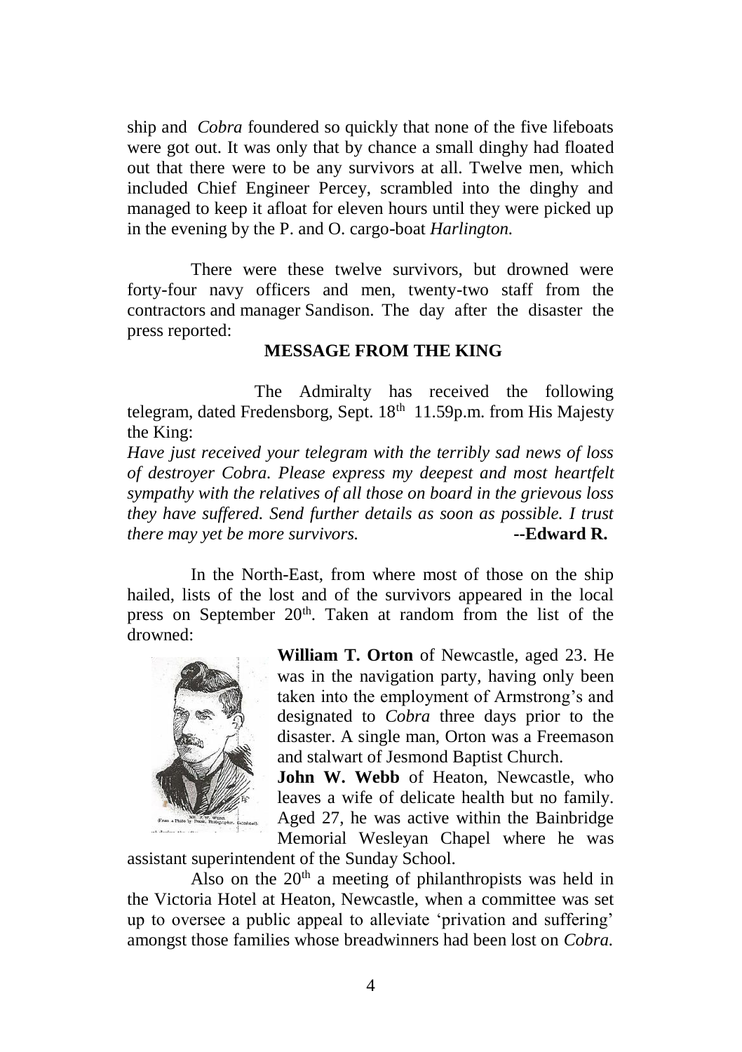ship and *Cobra* foundered so quickly that none of the five lifeboats were got out. It was only that by chance a small dinghy had floated out that there were to be any survivors at all. Twelve men, which included Chief Engineer Percey, scrambled into the dinghy and managed to keep it afloat for eleven hours until they were picked up in the evening by the P. and O. cargo-boat *Harlington.*

There were these twelve survivors, but drowned were forty-four navy officers and men, twenty-two staff from the contractors and manager Sandison. The day after the disaster the press reported:

**MESSAGE FROM THE KING**

The Admiralty has received the following telegram, dated Fredensborg, Sept. 18th 11.59p.m. from His Majesty the King:

*Have just received your telegram with the terribly sad news of loss of destroyer Cobra. Please express my deepest and most heartfelt sympathy with the relatives of all those on board in the grievous loss they have suffered. Send further details as soon as possible. I trust there may yet be more survivors.* **--Edward R.**

In the North-East, from where most of those on the ship hailed, lists of the lost and of the survivors appeared in the local press on September 20th. Taken at random from the list of the drowned:

**William T. Orton** of Newcastle, aged 23. He was in the navigation party, having only been taken into the employment of Armstrong's and designated to *Cobra* three days prior to the disaster. A single man, Orton was a Freemason and stalwart of Jesmond Baptist Church.

**John W. Webb** of Heaton, Newcastle, who leaves a wife of delicate health but no family. Aged 27, he was active within the Bainbridge Memorial Wesleyan Chapel where he was assistant superintendent of the Sunday School.

Also on the 20th a meeting of philanthropists was held in the Victoria Hotel at Heaton, Newcastle, when a committee was set up to oversee a public appeal to alleviate 'privation and suffering' amongst those families whose breadwinners had been lost on *Cobra.*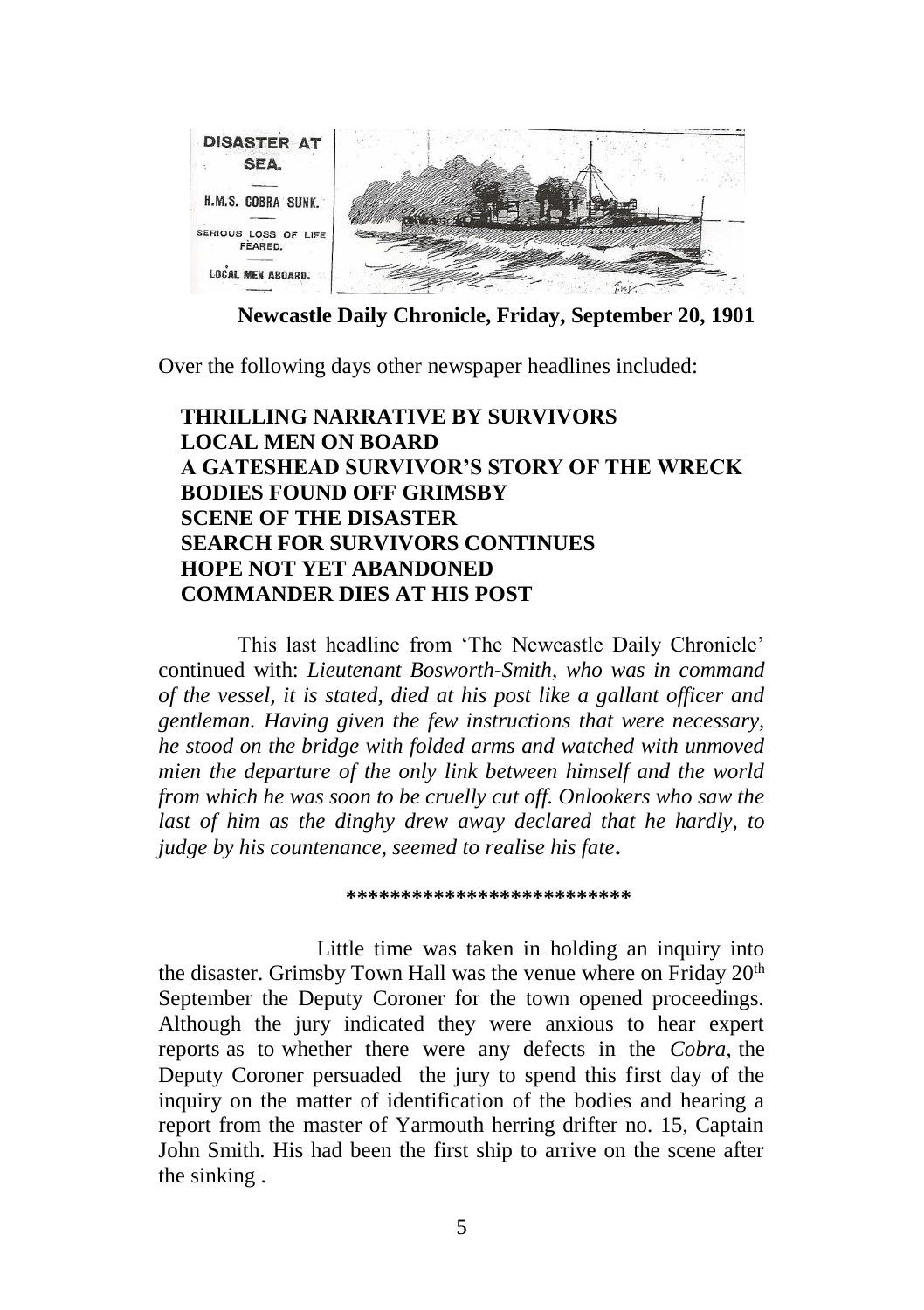DISASTER AT SEA.

H.M.S. COBRA SUNK.

SERIOUS LOSS OF LIFE FEARED.

LOCAL MEN ABOARD.

**Newcastle Daily Chronicle, Friday, September 20, 1901**

Over the following days other newspaper headlines included:

**THRILLING NARRATIVE BY SURVIVORS**
**LOCAL MEN ON BOARD**
**A GATESHEAD SURVIVOR'S STORY OF THE WRECK**
**BODIES FOUND OFF GRIMSBY**
**SCENE OF THE DISASTER**
**SEARCH FOR SURVIVORS CONTINUES**
**HOPE NOT YET ABANDONED**
**COMMANDER DIES AT HIS POST**

This last headline from 'The Newcastle Daily Chronicle' continued with: *Lieutenant Bosworth-Smith, who was in command of the vessel, it is stated, died at his post like a gallant officer and gentleman. Having given the few instructions that were necessary, he stood on the bridge with folded arms and watched with unmoved mien the departure of the only link between himself and the world from which he was soon to be cruelly cut off. Onlookers who saw the last of him as the dinghy drew away declared that he hardly, to judge by his countenance, seemed to realise his fate***.**

*************************

Little time was taken in holding an inquiry into the disaster. Grimsby Town Hall was the venue where on Friday 20th September the Deputy Coroner for the town opened proceedings. Although the jury indicated they were anxious to hear expert reports as to whether there were any defects in the *Cobra*, the Deputy Coroner persuaded the jury to spend this first day of the inquiry on the matter of identification of the bodies and hearing a report from the master of Yarmouth herring drifter no. 15, Captain John Smith. His had been the first ship to arrive on the scene after the sinking .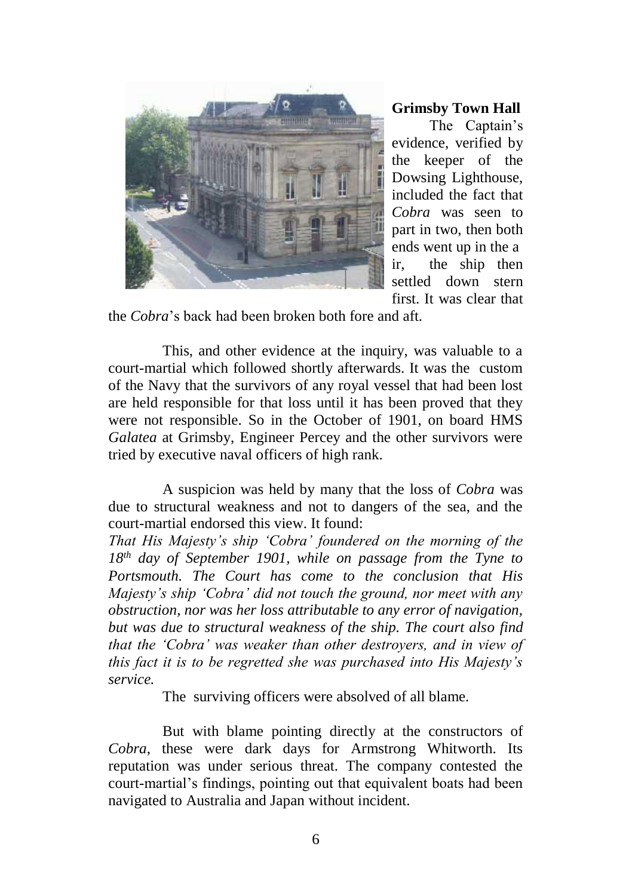**Grimsby Town Hall**

The Captain's evidence, verified by the keeper of the Dowsing Lighthouse, included the fact that *Cobra* was seen to part in two, then both ends went up in the air, the ship then settled down stern first. It was clear that the *Cobra*'s back had been broken both fore and aft.

This, and other evidence at the inquiry, was valuable to a court-martial which followed shortly afterwards. It was the custom of the Navy that the survivors of any royal vessel that had been lost are held responsible for that loss until it has been proved that they were not responsible. So in the October of 1901, on board HMS *Galatea* at Grimsby, Engineer Percey and the other survivors were tried by executive naval officers of high rank.

A suspicion was held by many that the loss of *Cobra* was due to structural weakness and not to dangers of the sea, and the court-martial endorsed this view. It found:

*That His Majesty's ship 'Cobra' foundered on the morning of the 18th day of September 1901, while on passage from the Tyne to Portsmouth. The Court has come to the conclusion that His Majesty's ship 'Cobra' did not touch the ground, nor meet with any obstruction, nor was her loss attributable to any error of navigation, but was due to structural weakness of the ship. The court also find that the 'Cobra' was weaker than other destroyers, and in view of this fact it is to be regretted she was purchased into His Majesty's service.*

The surviving officers were absolved of all blame.

But with blame pointing directly at the constructors of *Cobra*, these were dark days for Armstrong Whitworth. Its reputation was under serious threat. The company contested the court-martial's findings, pointing out that equivalent boats had been navigated to Australia and Japan without incident.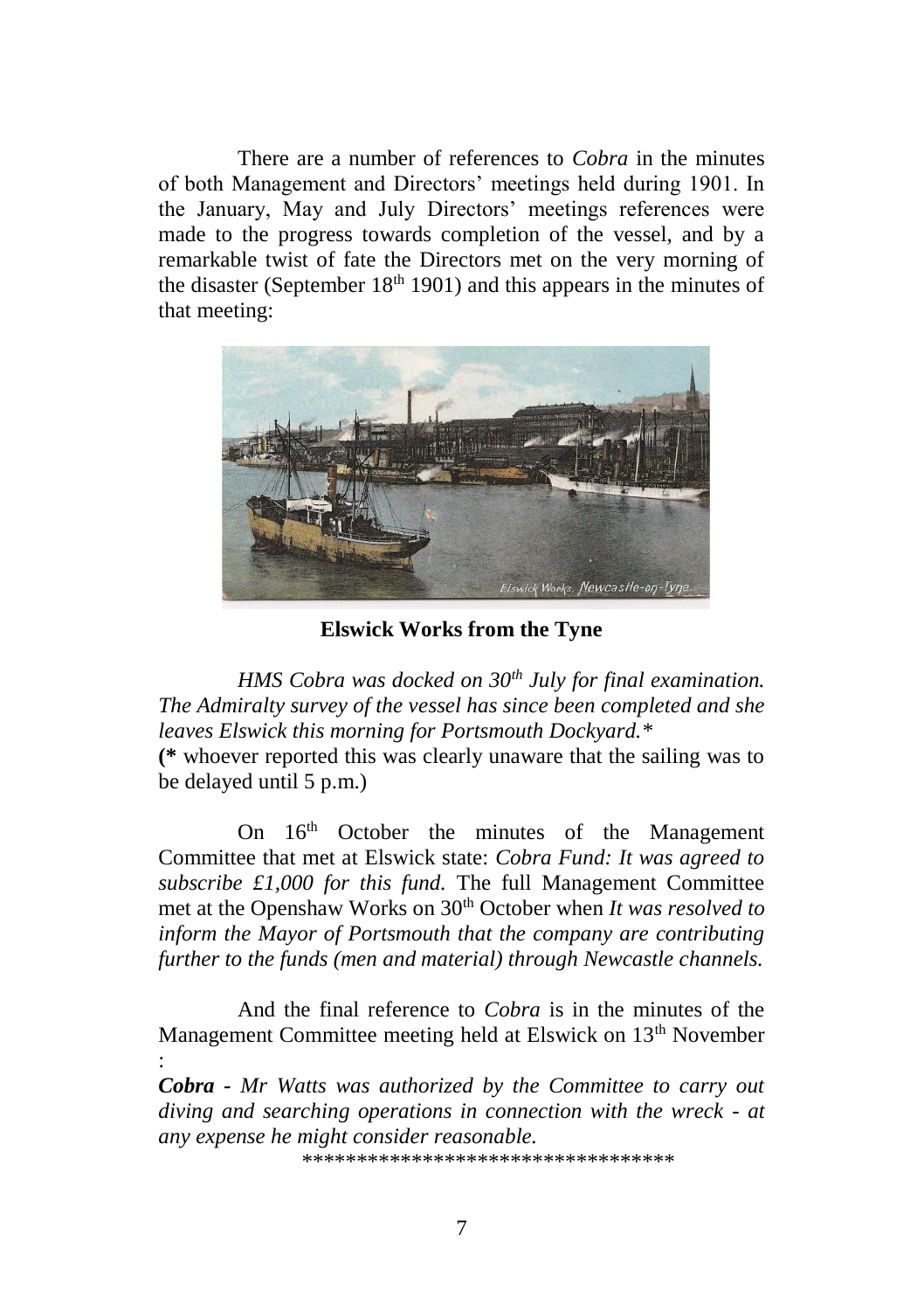There are a number of references to *Cobra* in the minutes of both Management and Directors' meetings held during 1901. In the January, May and July Directors' meetings references were made to the progress towards completion of the vessel, and by a remarkable twist of fate the Directors met on the very morning of the disaster (September 18th 1901) and this appears in the minutes of that meeting:

**Elswick Works from the Tyne**

*HMS Cobra was docked on 30th July for final examination. The Admiralty survey of the vessel has since been completed and she leaves Elswick this morning for Portsmouth Dockyard.**
**(*** whoever reported this was clearly unaware that the sailing was to be delayed until 5 p.m.)

On 16th October the minutes of the Management Committee that met at Elswick state: *Cobra Fund: It was agreed to subscribe £1,000 for this fund.* The full Management Committee met at the Openshaw Works on 30th October when *It was resolved to inform the Mayor of Portsmouth that the company are contributing further to the funds (men and material) through Newcastle channels.*

And the final reference to *Cobra* is in the minutes of the Management Committee meeting held at Elswick on 13th November :
***Cobra** - Mr Watts was authorized by the Committee to carry out diving and searching operations in connection with the wreck - at any expense he might consider reasonable.*

*********************************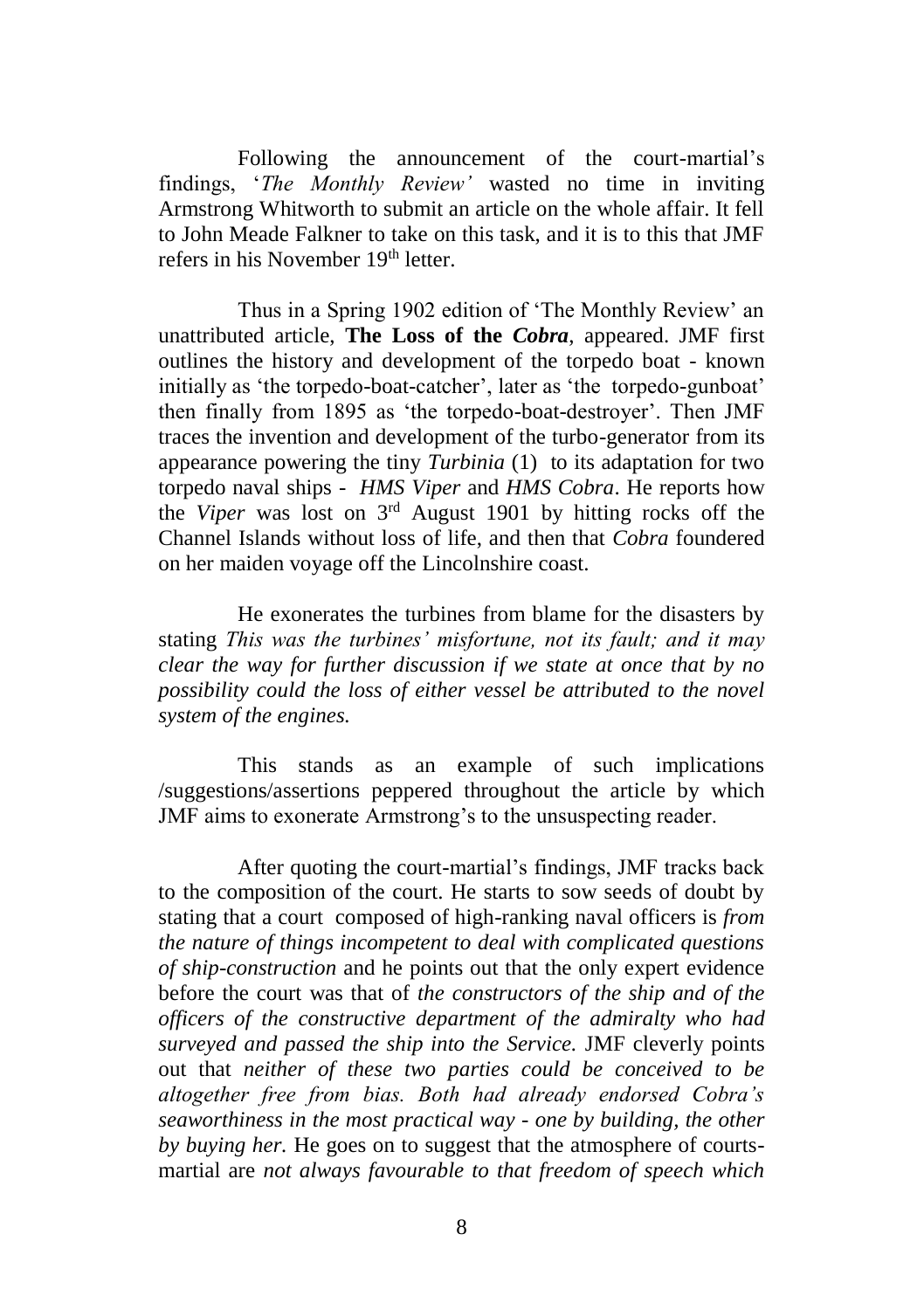Following the announcement of the court-martial's findings, '*The Monthly Review'* wasted no time in inviting Armstrong Whitworth to submit an article on the whole affair. It fell to John Meade Falkner to take on this task, and it is to this that JMF refers in his November 19th letter.

Thus in a Spring 1902 edition of 'The Monthly Review' an unattributed article, **The Loss of the *Cobra***, appeared. JMF first outlines the history and development of the torpedo boat - known initially as 'the torpedo-boat-catcher', later as 'the torpedo-gunboat' then finally from 1895 as 'the torpedo-boat-destroyer'. Then JMF traces the invention and development of the turbo-generator from its appearance powering the tiny *Turbinia* (1) to its adaptation for two torpedo naval ships - *HMS Viper* and *HMS Cobra*. He reports how the *Viper* was lost on 3rd August 1901 by hitting rocks off the Channel Islands without loss of life, and then that *Cobra* foundered on her maiden voyage off the Lincolnshire coast.

He exonerates the turbines from blame for the disasters by stating *This was the turbines' misfortune, not its fault; and it may clear the way for further discussion if we state at once that by no possibility could the loss of either vessel be attributed to the novel system of the engines.*

This stands as an example of such implications /suggestions/assertions peppered throughout the article by which JMF aims to exonerate Armstrong's to the unsuspecting reader.

After quoting the court-martial's findings, JMF tracks back to the composition of the court. He starts to sow seeds of doubt by stating that a court composed of high-ranking naval officers is *from the nature of things incompetent to deal with complicated questions of ship-construction* and he points out that the only expert evidence before the court was that of *the constructors of the ship and of the officers of the constructive department of the admiralty who had surveyed and passed the ship into the Service.* JMF cleverly points out that *neither of these two parties could be conceived to be altogether free from bias. Both had already endorsed Cobra's seaworthiness in the most practical way - one by building, the other by buying her.* He goes on to suggest that the atmosphere of courts-martial are *not always favourable to that freedom of speech which*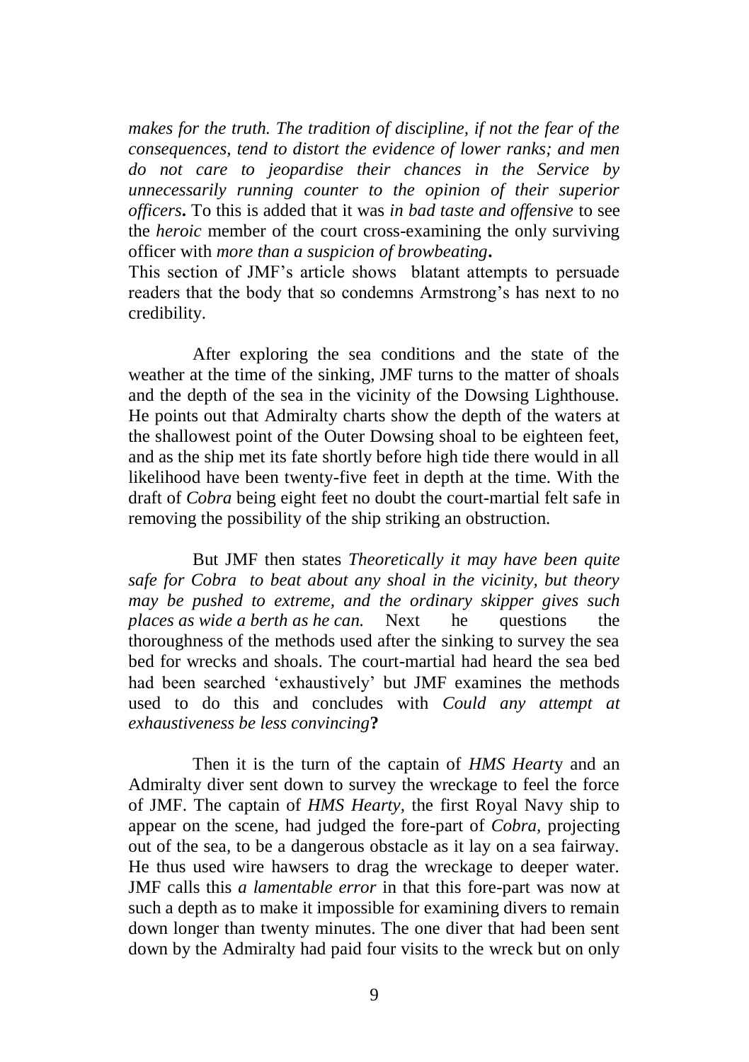*makes for the truth. The tradition of discipline, if not the fear of the consequences, tend to distort the evidence of lower ranks; and men do not care to jeopardise their chances in the Service by unnecessarily running counter to the opinion of their superior officers***.** To this is added that it was *in bad taste and offensive* to see the *heroic* member of the court cross-examining the only surviving officer with *more than a suspicion of browbeating***.**

This section of JMF's article shows blatant attempts to persuade readers that the body that so condemns Armstrong's has next to no credibility.

After exploring the sea conditions and the state of the weather at the time of the sinking, JMF turns to the matter of shoals and the depth of the sea in the vicinity of the Dowsing Lighthouse. He points out that Admiralty charts show the depth of the waters at the shallowest point of the Outer Dowsing shoal to be eighteen feet, and as the ship met its fate shortly before high tide there would in all likelihood have been twenty-five feet in depth at the time. With the draft of *Cobra* being eight feet no doubt the court-martial felt safe in removing the possibility of the ship striking an obstruction.

But JMF then states *Theoretically it may have been quite safe for Cobra to beat about any shoal in the vicinity, but theory may be pushed to extreme, and the ordinary skipper gives such places as wide a berth as he can.* Next he questions the thoroughness of the methods used after the sinking to survey the sea bed for wrecks and shoals. The court-martial had heard the sea bed had been searched 'exhaustively' but JMF examines the methods used to do this and concludes with *Could any attempt at exhaustiveness be less convincing***?**

Then it is the turn of the captain of *HMS Hearty* and an Admiralty diver sent down to survey the wreckage to feel the force of JMF. The captain of *HMS Hearty,* the first Royal Navy ship to appear on the scene, had judged the fore-part of *Cobra*, projecting out of the sea, to be a dangerous obstacle as it lay on a sea fairway. He thus used wire hawsers to drag the wreckage to deeper water. JMF calls this *a lamentable error* in that this fore-part was now at such a depth as to make it impossible for examining divers to remain down longer than twenty minutes. The one diver that had been sent down by the Admiralty had paid four visits to the wreck but on only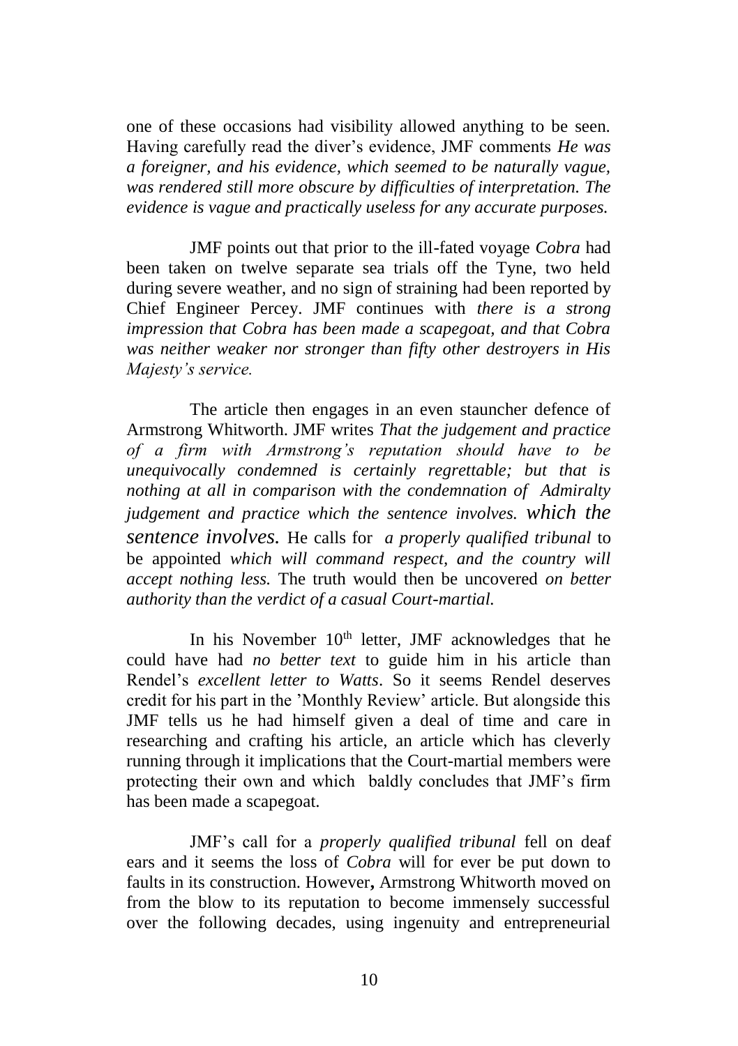one of these occasions had visibility allowed anything to be seen. Having carefully read the diver's evidence, JMF comments *He was a foreigner, and his evidence, which seemed to be naturally vague, was rendered still more obscure by difficulties of interpretation. The evidence is vague and practically useless for any accurate purposes.*

JMF points out that prior to the ill-fated voyage *Cobra* had been taken on twelve separate sea trials off the Tyne, two held during severe weather, and no sign of straining had been reported by Chief Engineer Percey. JMF continues with *there is a strong impression that Cobra has been made a scapegoat, and that Cobra was neither weaker nor stronger than fifty other destroyers in His Majesty's service.*

The article then engages in an even stauncher defence of Armstrong Whitworth. JMF writes *That the judgement and practice of a firm with Armstrong's reputation should have to be unequivocally condemned is certainly regrettable; but that is nothing at all in comparison with the condemnation of Admiralty judgement and practice which the sentence involves. which the sentence involves.* He calls for *a properly qualified tribunal* to be appointed *which will command respect, and the country will accept nothing less.* The truth would then be uncovered *on better authority than the verdict of a casual Court-martial.*

In his November 10th letter, JMF acknowledges that he could have had *no better text* to guide him in his article than Rendel's *excellent letter to Watts*. So it seems Rendel deserves credit for his part in the 'Monthly Review' article. But alongside this JMF tells us he had himself given a deal of time and care in researching and crafting his article, an article which has cleverly running through it implications that the Court-martial members were protecting their own and which baldly concludes that JMF's firm has been made a scapegoat.

JMF's call for a *properly qualified tribunal* fell on deaf ears and it seems the loss of *Cobra* will for ever be put down to faults in its construction. However, Armstrong Whitworth moved on from the blow to its reputation to become immensely successful over the following decades, using ingenuity and entrepreneurial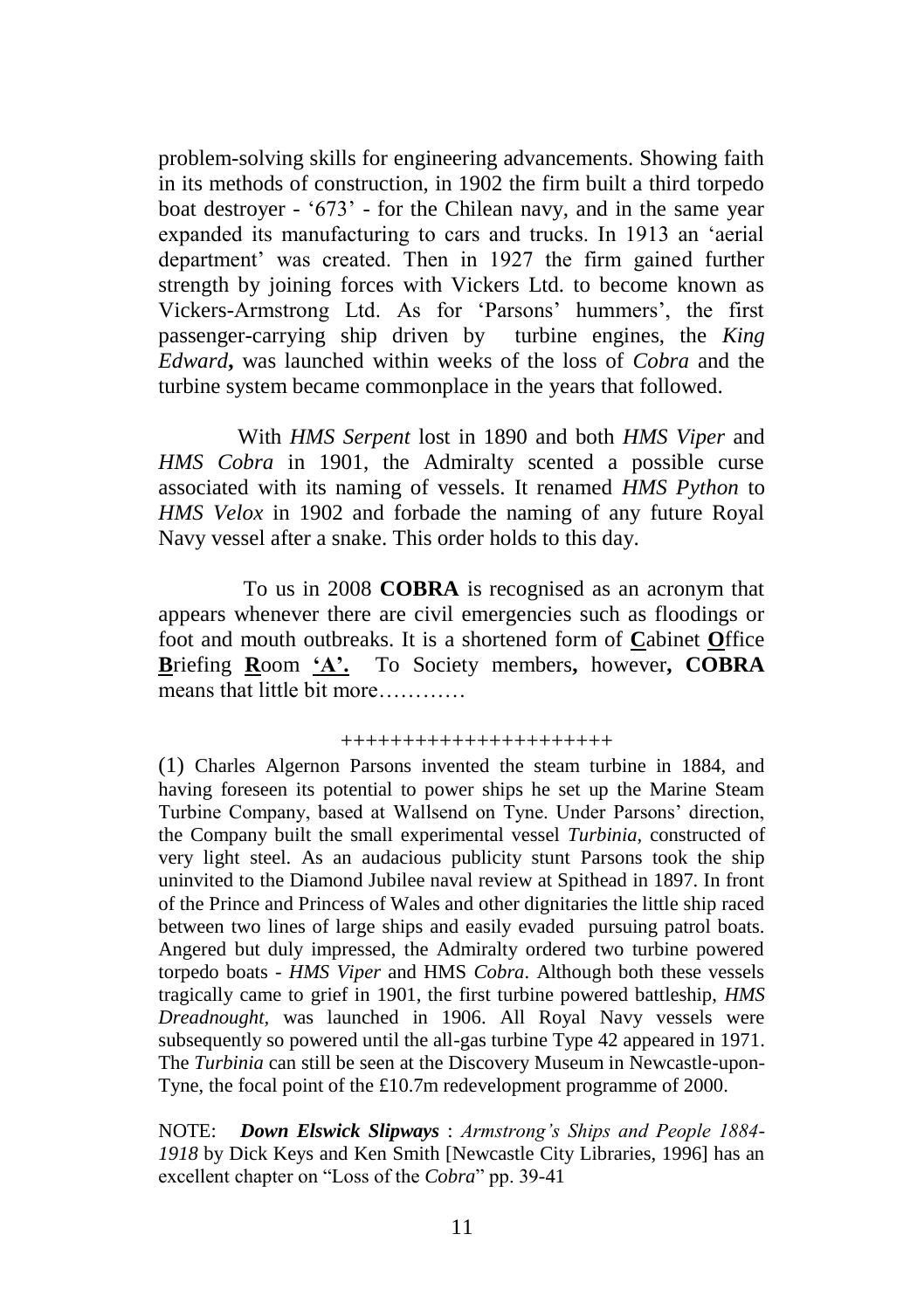problem-solving skills for engineering advancements. Showing faith in its methods of construction, in 1902 the firm built a third torpedo boat destroyer - '673' - for the Chilean navy, and in the same year expanded its manufacturing to cars and trucks. In 1913 an 'aerial department' was created. Then in 1927 the firm gained further strength by joining forces with Vickers Ltd. to become known as Vickers-Armstrong Ltd. As for 'Parsons' hummers', the first passenger-carrying ship driven by turbine engines, the *King Edward***,** was launched within weeks of the loss of *Cobra* and the turbine system became commonplace in the years that followed.

With *HMS Serpent* lost in 1890 and both *HMS Viper* and *HMS Cobra* in 1901, the Admiralty scented a possible curse associated with its naming of vessels. It renamed *HMS Python* to *HMS Velox* in 1902 and forbade the naming of any future Royal Navy vessel after a snake. This order holds to this day.

To us in 2008 **COBRA** is recognised as an acronym that appears whenever there are civil emergencies such as floodings or foot and mouth outbreaks. It is a shortened form of **C**abinet **O**ffice **B**riefing **R**oom **'A'.** To Society members**,** however**, COBRA** means that little bit more…………

++++++++++++++++++++++

(1) Charles Algernon Parsons invented the steam turbine in 1884, and having foreseen its potential to power ships he set up the Marine Steam Turbine Company, based at Wallsend on Tyne. Under Parsons' direction, the Company built the small experimental vessel *Turbinia*, constructed of very light steel. As an audacious publicity stunt Parsons took the ship uninvited to the Diamond Jubilee naval review at Spithead in 1897. In front of the Prince and Princess of Wales and other dignitaries the little ship raced between two lines of large ships and easily evaded pursuing patrol boats. Angered but duly impressed, the Admiralty ordered two turbine powered torpedo boats - *HMS Viper* and HMS *Cobra*. Although both these vessels tragically came to grief in 1901, the first turbine powered battleship, *HMS Dreadnought,* was launched in 1906. All Royal Navy vessels were subsequently so powered until the all-gas turbine Type 42 appeared in 1971. The *Turbinia* can still be seen at the Discovery Museum in Newcastle-upon-Tyne, the focal point of the £10.7m redevelopment programme of 2000.

NOTE: ***Down Elswick Slipways*** : *Armstrong's Ships and People 1884-1918* by Dick Keys and Ken Smith [Newcastle City Libraries, 1996] has an excellent chapter on "Loss of the *Cobra*" pp. 39-41